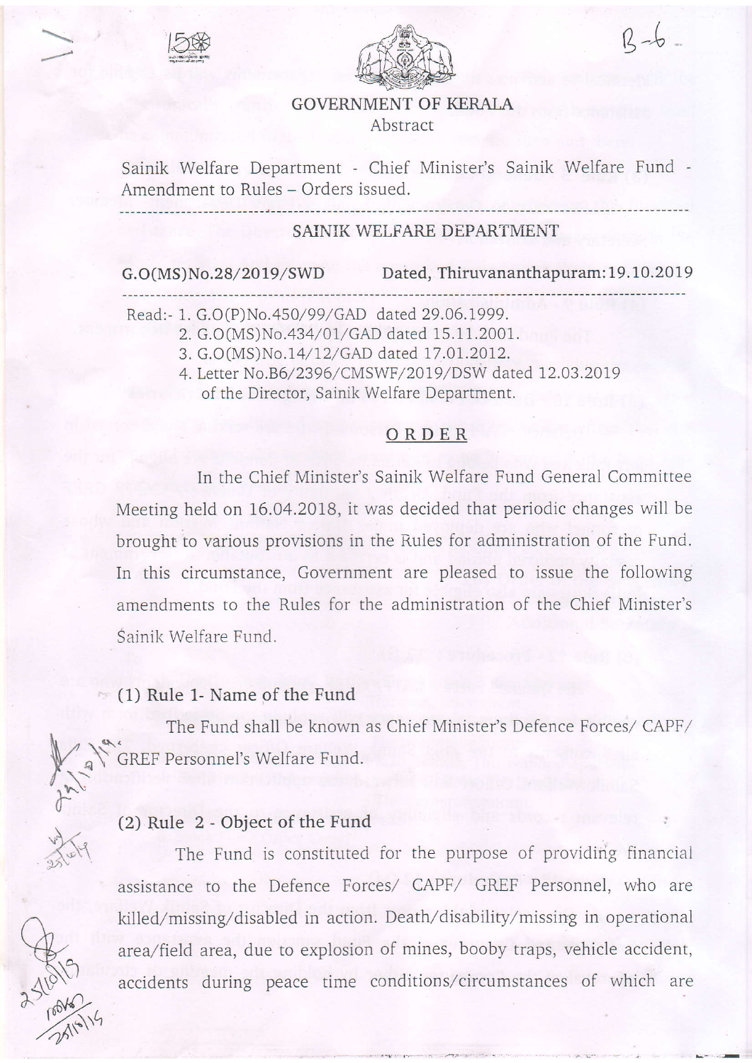GOVERNMENT OF KERALA

Abstract

Sainik Welfare Department - Chief Minister's Sainik Welfare Fund - Amendment to Rules – Orders issued.

---

SAINIK WELFARE DEPARTMENT

G.O(MS)No.28/2019/SWD Dated, Thiruvananthapuram: 19.10.2019

---

Read:- 1. G.O(P)No.450/99/GAD dated 29.06.1999.
2. G.O(MS)No.434/01/GAD dated 15.11.2001.
3. G.O(MS)No.14/12/GAD dated 17.01.2012.
4. Letter No.B6/2396/CMSWF/2019/DSW dated 12.03.2019 of the Director, Sainik Welfare Department.

## ORDER

In the Chief Minister's Sainik Welfare Fund General Committee Meeting held on 16.04.2018, it was decided that periodic changes will be brought to various provisions in the Rules for administration of the Fund. In this circumstance, Government are pleased to issue the following amendments to the Rules for the administration of the Chief Minister's Sainik Welfare Fund.

### (1) Rule 1- Name of the Fund

The Fund shall be known as Chief Minister's Defence Forces/ CAPF/ GREF Personnel's Welfare Fund.

### (2) Rule 2 - Object of the Fund

The Fund is constituted for the purpose of providing financial assistance to the Defence Forces/ CAPF/ GREF Personnel, who are killed/missing/disabled in action. Death/disability/missing in operational area/field area, due to explosion of mines, booby traps, vehicle accident, accidents during peace time conditions/circumstances of which are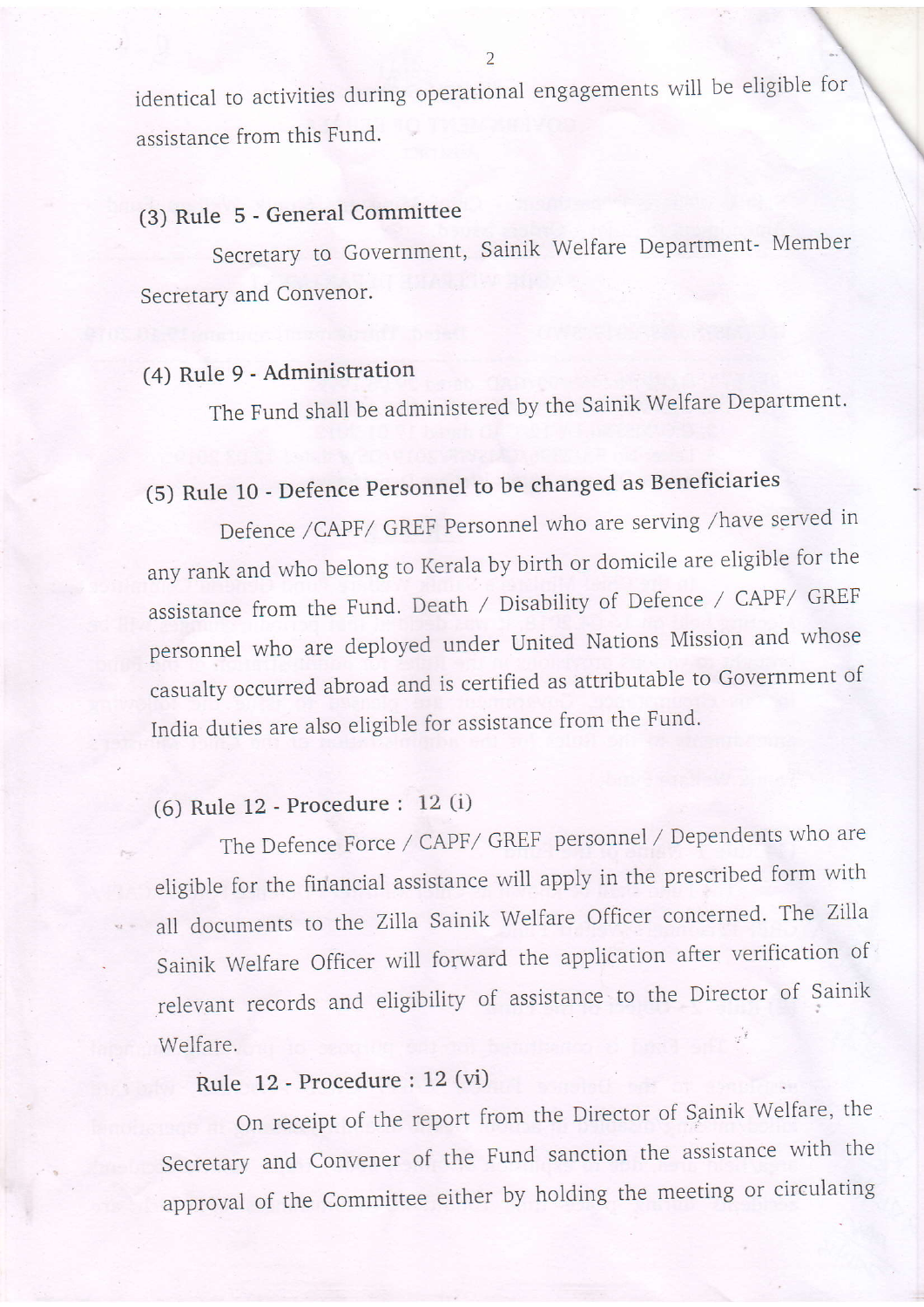identical to activities during operational engagements will be eligible for assistance from this Fund.

(3) Rule 5 - General Committee

Secretary to Government, Sainik Welfare Department- Member Secretary and Convenor.

(4) Rule 9 - Administration

The Fund shall be administered by the Sainik Welfare Department.

(5) Rule 10 - Defence Personnel to be changed as Beneficiaries

Defence /CAPF/ GREF Personnel who are serving /have served in any rank and who belong to Kerala by birth or domicile are eligible for the assistance from the Fund. Death / Disability of Defence / CAPF/ GREF personnel who are deployed under United Nations Mission and whose casualty occurred abroad and is certified as attributable to Government of India duties are also eligible for assistance from the Fund.

(6) Rule 12 - Procedure : 12 (i)

The Defence Force / CAPF/ GREF personnel / Dependents who are eligible for the financial assistance will apply in the prescribed form with all documents to the Zilla Sainik Welfare Officer concerned. The Zilla Sainik Welfare Officer will forward the application after verification of relevant records and eligibility of assistance to the Director of Sainik Welfare.

Rule 12 - Procedure : 12 (vi)

On receipt of the report from the Director of Sainik Welfare, the Secretary and Convener of the Fund sanction the assistance with the approval of the Committee either by holding the meeting or circulating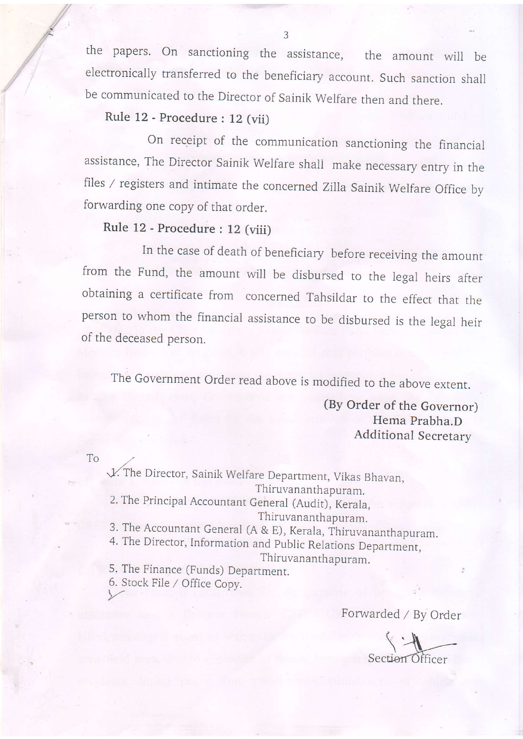the papers. On sanctioning the assistance, the amount will be electronically transferred to the beneficiary account. Such sanction shall be communicated to the Director of Sainik Welfare then and there.

**Rule 12 - Procedure : 12 (vii)**

On receipt of the communication sanctioning the financial assistance, The Director Sainik Welfare shall make necessary entry in the files / registers and intimate the concerned Zilla Sainik Welfare Office by forwarding one copy of that order.

**Rule 12 - Procedure : 12 (viii)**

In the case of death of beneficiary before receiving the amount from the Fund, the amount will be disbursed to the legal heirs after obtaining a certificate from concerned Tahsildar to the effect that the person to whom the financial assistance to be disbursed is the legal heir of the deceased person.

The Government Order read above is modified to the above extent.

(By Order of the Governor)
Hema Prabha.D
Additional Secretary

To

1. The Director, Sainik Welfare Department, Vikas Bhavan, Thiruvananthapuram.
2. The Principal Accountant General (Audit), Kerala, Thiruvananthapuram.
3. The Accountant General (A & E), Kerala, Thiruvananthapuram.
4. The Director, Information and Public Relations Department, Thiruvananthapuram.
5. The Finance (Funds) Department.
6. Stock File / Office Copy.

Forwarded / By Order

Section Officer